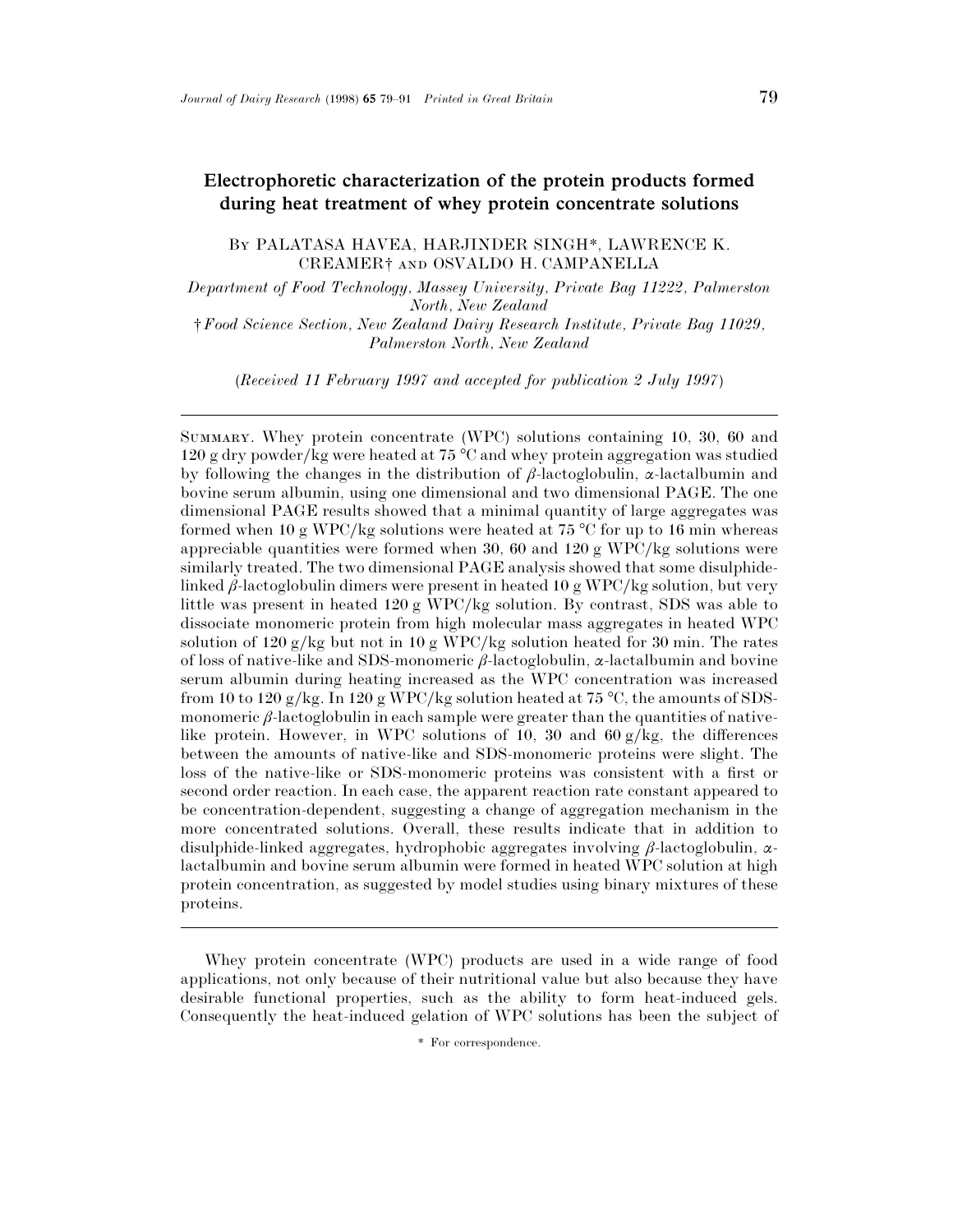# Electrophoretic characterization of the protein products formed during heat treatment of whey protein concentrate solutions

By PALATASA HAVEA, HARJINDER SINGH*, LAWRENCE K. CREAMER† and OSVALDO H. CAMPANELLA

*Department of Food Technology, Massey University, Private Bag 11222, Palmerston North, New Zealand*

†*Food Science Section, New Zealand Dairy Research Institute, Private Bag 11029, Palmerston North, New Zealand*

(*Received 11 February 1997 and accepted for publication 2 July 1997*)

---

Summary. Whey protein concentrate (WPC) solutions containing 10, 30, 60 and 120 g dry powder/kg were heated at 75 °C and whey protein aggregation was studied by following the changes in the distribution of β-lactoglobulin, α-lactalbumin and bovine serum albumin, using one dimensional and two dimensional PAGE. The one dimensional PAGE results showed that a minimal quantity of large aggregates was formed when 10 g WPC/kg solutions were heated at 75 °C for up to 16 min whereas appreciable quantities were formed when 30, 60 and 120 g WPC/kg solutions were similarly treated. The two dimensional PAGE analysis showed that some disulphide-linked β-lactoglobulin dimers were present in heated 10 g WPC/kg solution, but very little was present in heated 120 g WPC/kg solution. By contrast, SDS was able to dissociate monomeric protein from high molecular mass aggregates in heated WPC solution of 120 g/kg but not in 10 g WPC/kg solution heated for 30 min. The rates of loss of native-like and SDS-monomeric β-lactoglobulin, α-lactalbumin and bovine serum albumin during heating increased as the WPC concentration was increased from 10 to 120 g/kg. In 120 g WPC/kg solution heated at 75 °C, the amounts of SDS-monomeric β-lactoglobulin in each sample were greater than the quantities of native-like protein. However, in WPC solutions of 10, 30 and 60 g/kg, the differences between the amounts of native-like and SDS-monomeric proteins were slight. The loss of the native-like or SDS-monomeric proteins was consistent with a first or second order reaction. In each case, the apparent reaction rate constant appeared to be concentration-dependent, suggesting a change of aggregation mechanism in the more concentrated solutions. Overall, these results indicate that in addition to disulphide-linked aggregates, hydrophobic aggregates involving β-lactoglobulin, α-lactalbumin and bovine serum albumin were formed in heated WPC solution at high protein concentration, as suggested by model studies using binary mixtures of these proteins.

---

Whey protein concentrate (WPC) products are used in a wide range of food applications, not only because of their nutritional value but also because they have desirable functional properties, such as the ability to form heat-induced gels. Consequently the heat-induced gelation of WPC solutions has been the subject of

\* For correspondence.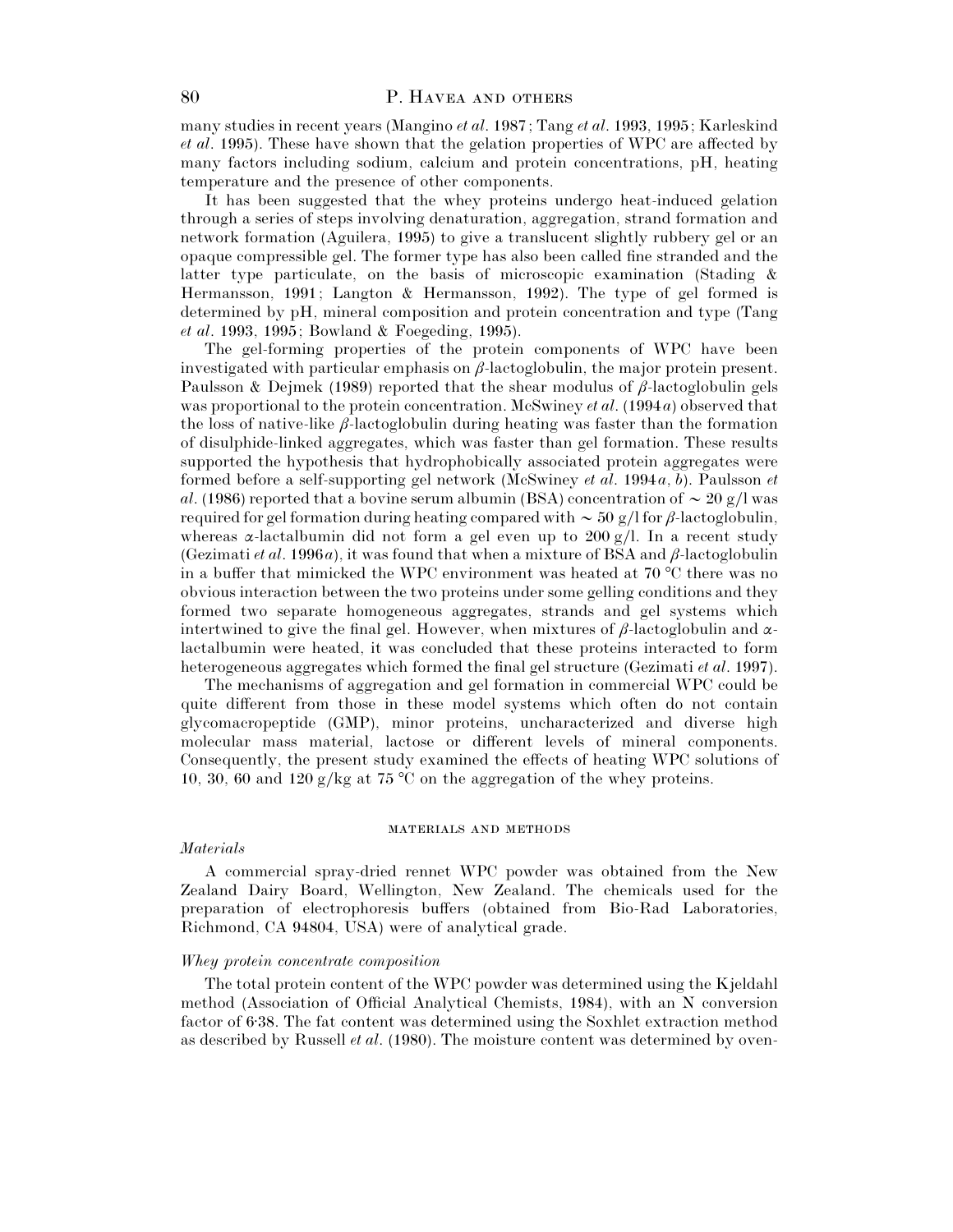many studies in recent years (Mangino *et al*. 1987; Tang *et al*. 1993, 1995; Karleskind *et al*. 1995). These have shown that the gelation properties of WPC are affected by many factors including sodium, calcium and protein concentrations, pH, heating temperature and the presence of other components.

It has been suggested that the whey proteins undergo heat-induced gelation through a series of steps involving denaturation, aggregation, strand formation and network formation (Aguilera, 1995) to give a translucent slightly rubbery gel or an opaque compressible gel. The former type has also been called fine stranded and the latter type particulate, on the basis of microscopic examination (Stading & Hermansson, 1991; Langton & Hermansson, 1992). The type of gel formed is determined by pH, mineral composition and protein concentration and type (Tang *et al*. 1993, 1995; Bowland & Foegeding, 1995).

The gel-forming properties of the protein components of WPC have been investigated with particular emphasis on $\beta$-lactoglobulin, the major protein present. Paulsson & Dejmek (1989) reported that the shear modulus of $\beta$-lactoglobulin gels was proportional to the protein concentration. McSwiney *et al*. (1994*a*) observed that the loss of native-like $\beta$-lactoglobulin during heating was faster than the formation of disulphide-linked aggregates, which was faster than gel formation. These results supported the hypothesis that hydrophobically associated protein aggregates were formed before a self-supporting gel network (McSwiney *et al*. 1994*a*, *b*). Paulsson *et al*. (1986) reported that a bovine serum albumin (BSA) concentration of $\sim$ 20 g/l was required for gel formation during heating compared with $\sim$ 50 g/l for $\beta$-lactoglobulin, whereas $\alpha$-lactalbumin did not form a gel even up to 200 g/l. In a recent study (Gezimati *et al*. 1996*a*), it was found that when a mixture of BSA and $\beta$-lactoglobulin in a buffer that mimicked the WPC environment was heated at 70 °C there was no obvious interaction between the two proteins under some gelling conditions and they formed two separate homogeneous aggregates, strands and gel systems which intertwined to give the final gel. However, when mixtures of $\beta$-lactoglobulin and $\alpha$-lactalbumin were heated, it was concluded that these proteins interacted to form heterogeneous aggregates which formed the final gel structure (Gezimati *et al*. 1997).

The mechanisms of aggregation and gel formation in commercial WPC could be quite different from those in these model systems which often do not contain glycomacropeptide (GMP), minor proteins, uncharacterized and diverse high molecular mass material, lactose or different levels of mineral components. Consequently, the present study examined the effects of heating WPC solutions of 10, 30, 60 and 120 g/kg at 75 °C on the aggregation of the whey proteins.

## MATERIALS AND METHODS

### *Materials*

A commercial spray-dried rennet WPC powder was obtained from the New Zealand Dairy Board, Wellington, New Zealand. The chemicals used for the preparation of electrophoresis buffers (obtained from Bio-Rad Laboratories, Richmond, CA 94804, USA) were of analytical grade.

### *Whey protein concentrate composition*

The total protein content of the WPC powder was determined using the Kjeldahl method (Association of Official Analytical Chemists, 1984), with an N conversion factor of 6·38. The fat content was determined using the Soxhlet extraction method as described by Russell *et al*. (1980). The moisture content was determined by oven-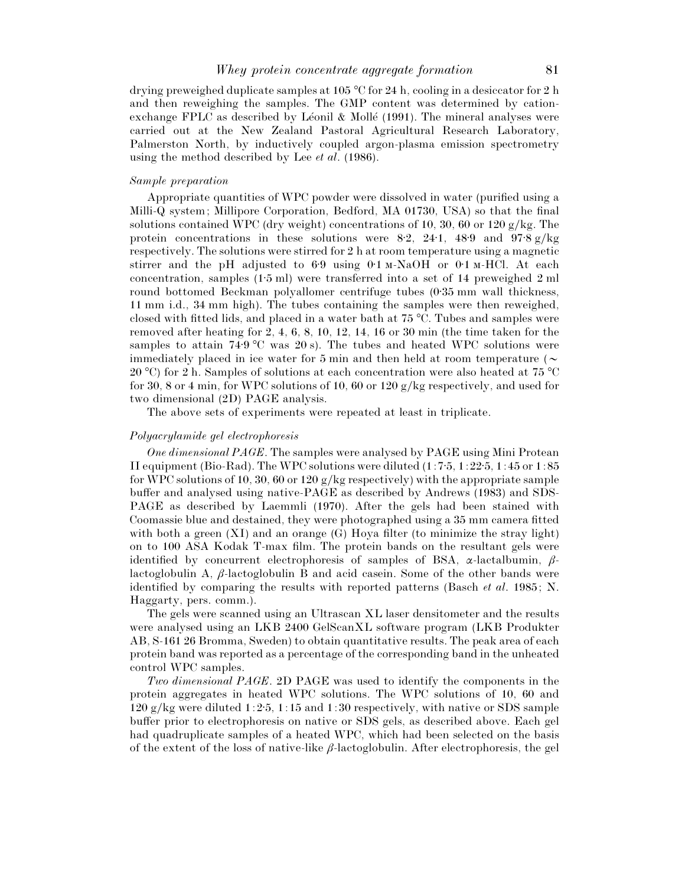drying preweighed duplicate samples at 105 °C for 24 h, cooling in a desiccator for 2 h and then reweighing the samples. The GMP content was determined by cation-exchange FPLC as described by Léonil & Mollé (1991). The mineral analyses were carried out at the New Zealand Pastoral Agricultural Research Laboratory, Palmerston North, by inductively coupled argon-plasma emission spectrometry using the method described by Lee *et al*. (1986).

*Sample preparation*

Appropriate quantities of WPC powder were dissolved in water (purified using a Milli-Q system; Millipore Corporation, Bedford, MA 01730, USA) so that the final solutions contained WPC (dry weight) concentrations of 10, 30, 60 or 120 g/kg. The protein concentrations in these solutions were 8·2, 24·1, 48·9 and 97·8 g/kg respectively. The solutions were stirred for 2 h at room temperature using a magnetic stirrer and the pH adjusted to 6·9 using 0·1 M-NaOH or 0·1 M-HCl. At each concentration, samples (1·5 ml) were transferred into a set of 14 preweighed 2 ml round bottomed Beckman polyallomer centrifuge tubes (0·35 mm wall thickness, 11 mm i.d., 34 mm high). The tubes containing the samples were then reweighed, closed with fitted lids, and placed in a water bath at 75 °C. Tubes and samples were removed after heating for 2, 4, 6, 8, 10, 12, 14, 16 or 30 min (the time taken for the samples to attain 74·9 °C was 20 s). The tubes and heated WPC solutions were immediately placed in ice water for 5 min and then held at room temperature ($\sim$ 20 °C) for 2 h. Samples of solutions at each concentration were also heated at 75 °C for 30, 8 or 4 min, for WPC solutions of 10, 60 or 120 g/kg respectively, and used for two dimensional (2D) PAGE analysis.

The above sets of experiments were repeated at least in triplicate.

*Polyacrylamide gel electrophoresis*

*One dimensional PAGE*. The samples were analysed by PAGE using Mini Protean II equipment (Bio-Rad). The WPC solutions were diluted (1:7·5, 1:22·5, 1:45 or 1:85 for WPC solutions of 10, 30, 60 or 120 g/kg respectively) with the appropriate sample buffer and analysed using native-PAGE as described by Andrews (1983) and SDS-PAGE as described by Laemmli (1970). After the gels had been stained with Coomassie blue and destained, they were photographed using a 35 mm camera fitted with both a green (XI) and an orange (G) Hoya filter (to minimize the stray light) on to 100 ASA Kodak T-max film. The protein bands on the resultant gels were identified by concurrent electrophoresis of samples of BSA, $\alpha$-lactalbumin, $\beta$-lactoglobulin A, $\beta$-lactoglobulin B and acid casein. Some of the other bands were identified by comparing the results with reported patterns (Basch *et al*. 1985; N. Haggarty, pers. comm.).

The gels were scanned using an Ultrascan XL laser densitometer and the results were analysed using an LKB 2400 GelScanXL software program (LKB Produkter AB, S-161 26 Bromma, Sweden) to obtain quantitative results. The peak area of each protein band was reported as a percentage of the corresponding band in the unheated control WPC samples.

*Two dimensional PAGE*. 2D PAGE was used to identify the components in the protein aggregates in heated WPC solutions. The WPC solutions of 10, 60 and 120 g/kg were diluted 1:2·5, 1:15 and 1:30 respectively, with native or SDS sample buffer prior to electrophoresis on native or SDS gels, as described above. Each gel had quadruplicate samples of a heated WPC, which had been selected on the basis of the extent of the loss of native-like $\beta$-lactoglobulin. After electrophoresis, the gel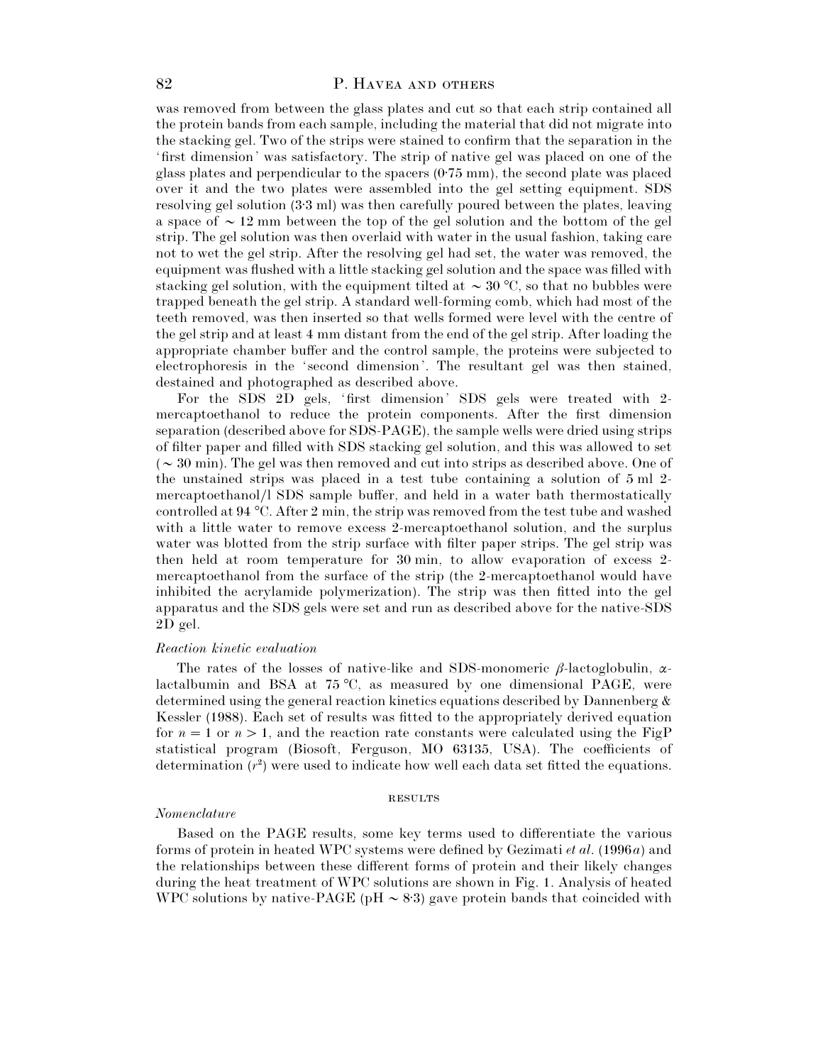was removed from between the glass plates and cut so that each strip contained all the protein bands from each sample, including the material that did not migrate into the stacking gel. Two of the strips were stained to confirm that the separation in the 'first dimension' was satisfactory. The strip of native gel was placed on one of the glass plates and perpendicular to the spacers (0·75 mm), the second plate was placed over it and the two plates were assembled into the gel setting equipment. SDS resolving gel solution (3·3 ml) was then carefully poured between the plates, leaving a space of ~ 12 mm between the top of the gel solution and the bottom of the gel strip. The gel solution was then overlaid with water in the usual fashion, taking care not to wet the gel strip. After the resolving gel had set, the water was removed, the equipment was flushed with a little stacking gel solution and the space was filled with stacking gel solution, with the equipment tilted at ~ 30 °C, so that no bubbles were trapped beneath the gel strip. A standard well-forming comb, which had most of the teeth removed, was then inserted so that wells formed were level with the centre of the gel strip and at least 4 mm distant from the end of the gel strip. After loading the appropriate chamber buffer and the control sample, the proteins were subjected to electrophoresis in the 'second dimension'. The resultant gel was then stained, destained and photographed as described above.

For the SDS 2D gels, 'first dimension' SDS gels were treated with 2-mercaptoethanol to reduce the protein components. After the first dimension separation (described above for SDS-PAGE), the sample wells were dried using strips of filter paper and filled with SDS stacking gel solution, and this was allowed to set (~ 30 min). The gel was then removed and cut into strips as described above. One of the unstained strips was placed in a test tube containing a solution of 5 ml 2-mercaptoethanol/l SDS sample buffer, and held in a water bath thermostatically controlled at 94 °C. After 2 min, the strip was removed from the test tube and washed with a little water to remove excess 2-mercaptoethanol solution, and the surplus water was blotted from the strip surface with filter paper strips. The gel strip was then held at room temperature for 30 min, to allow evaporation of excess 2-mercaptoethanol from the surface of the strip (the 2-mercaptoethanol would have inhibited the acrylamide polymerization). The strip was then fitted into the gel apparatus and the SDS gels were set and run as described above for the native-SDS 2D gel.

*Reaction kinetic evaluation*

The rates of the losses of native-like and SDS-monomeric $\beta$-lactoglobulin, $\alpha$-lactalbumin and BSA at 75 °C, as measured by one dimensional PAGE, were determined using the general reaction kinetics equations described by Dannenberg & Kessler (1988). Each set of results was fitted to the appropriately derived equation for $n = 1$ or $n > 1$, and the reaction rate constants were calculated using the FigP statistical program (Biosoft, Ferguson, MO 63135, USA). The coefficients of determination ($r^2$) were used to indicate how well each data set fitted the equations.

## RESULTS

*Nomenclature*

Based on the PAGE results, some key terms used to differentiate the various forms of protein in heated WPC systems were defined by Gezimati *et al.* (1996*a*) and the relationships between these different forms of protein and their likely changes during the heat treatment of WPC solutions are shown in Fig. 1. Analysis of heated WPC solutions by native-PAGE (pH ~ 8·3) gave protein bands that coincided with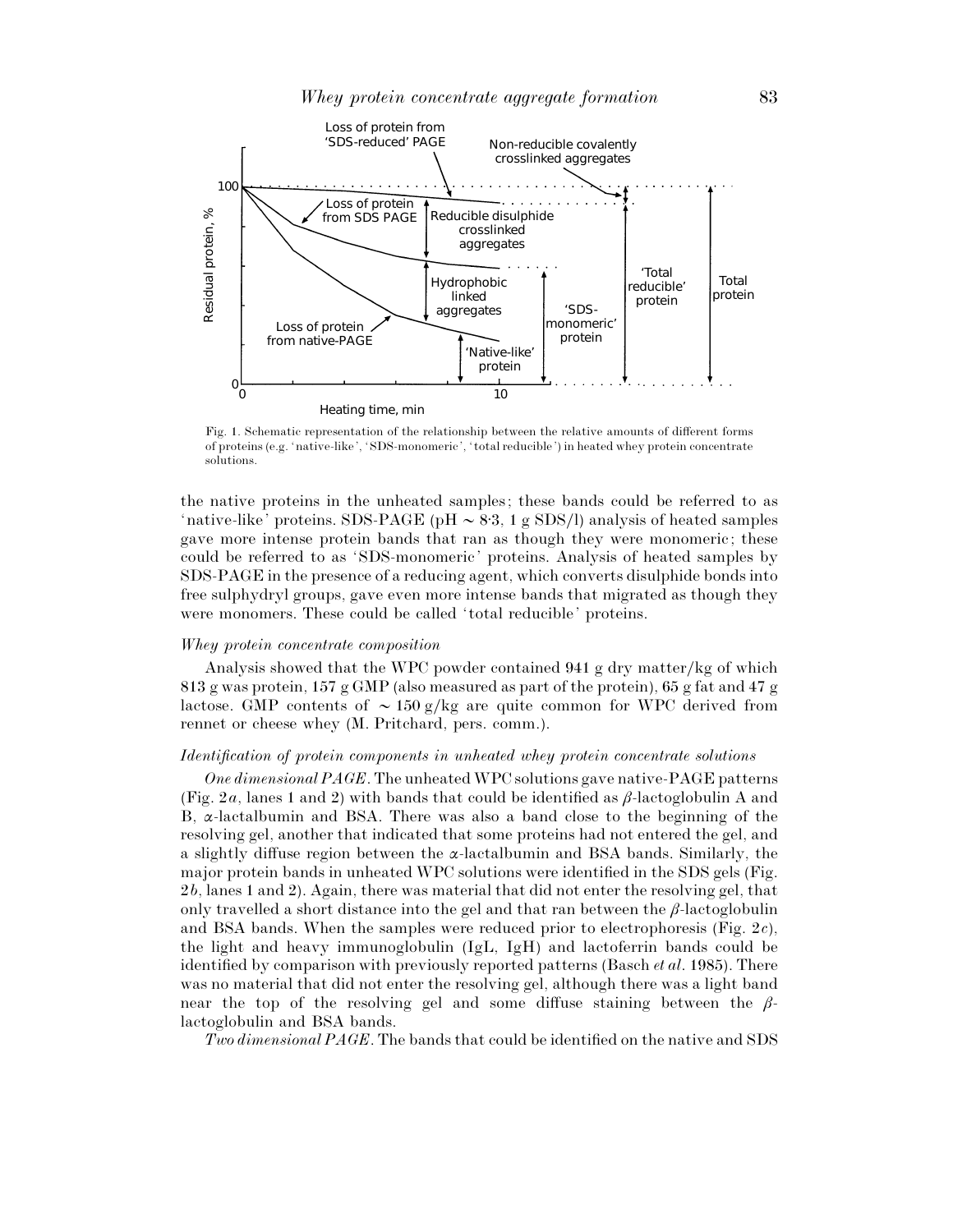Fig. 1. Schematic representation of the relationship between the relative amounts of different forms of proteins (e.g. 'native-like', 'SDS-monomeric', 'total reducible') in heated whey protein concentrate solutions.

the native proteins in the unheated samples; these bands could be referred to as 'native-like' proteins. SDS-PAGE (pH ~ 8·3, 1 g SDS/l) analysis of heated samples gave more intense protein bands that ran as though they were monomeric; these could be referred to as 'SDS-monomeric' proteins. Analysis of heated samples by SDS-PAGE in the presence of a reducing agent, which converts disulphide bonds into free sulphydryl groups, gave even more intense bands that migrated as though they were monomers. These could be called 'total reducible' proteins.

*Whey protein concentrate composition*

Analysis showed that the WPC powder contained 941 g dry matter/kg of which 813 g was protein, 157 g GMP (also measured as part of the protein), 65 g fat and 47 g lactose. GMP contents of ~ 150 g/kg are quite common for WPC derived from rennet or cheese whey (M. Pritchard, pers. comm.).

*Identification of protein components in unheated whey protein concentrate solutions*

*One dimensional PAGE*. The unheated WPC solutions gave native-PAGE patterns (Fig. 2*a*, lanes 1 and 2) with bands that could be identified as $\beta$-lactoglobulin A and B, $\alpha$-lactalbumin and BSA. There was also a band close to the beginning of the resolving gel, another that indicated that some proteins had not entered the gel, and a slightly diffuse region between the $\alpha$-lactalbumin and BSA bands. Similarly, the major protein bands in unheated WPC solutions were identified in the SDS gels (Fig. 2*b*, lanes 1 and 2). Again, there was material that did not enter the resolving gel, that only travelled a short distance into the gel and that ran between the $\beta$-lactoglobulin and BSA bands. When the samples were reduced prior to electrophoresis (Fig. 2*c*), the light and heavy immunoglobulin (IgL, IgH) and lactoferrin bands could be identified by comparison with previously reported patterns (Basch *et al*. 1985). There was no material that did not enter the resolving gel, although there was a light band near the top of the resolving gel and some diffuse staining between the $\beta$-lactoglobulin and BSA bands.

*Two dimensional PAGE*. The bands that could be identified on the native and SDS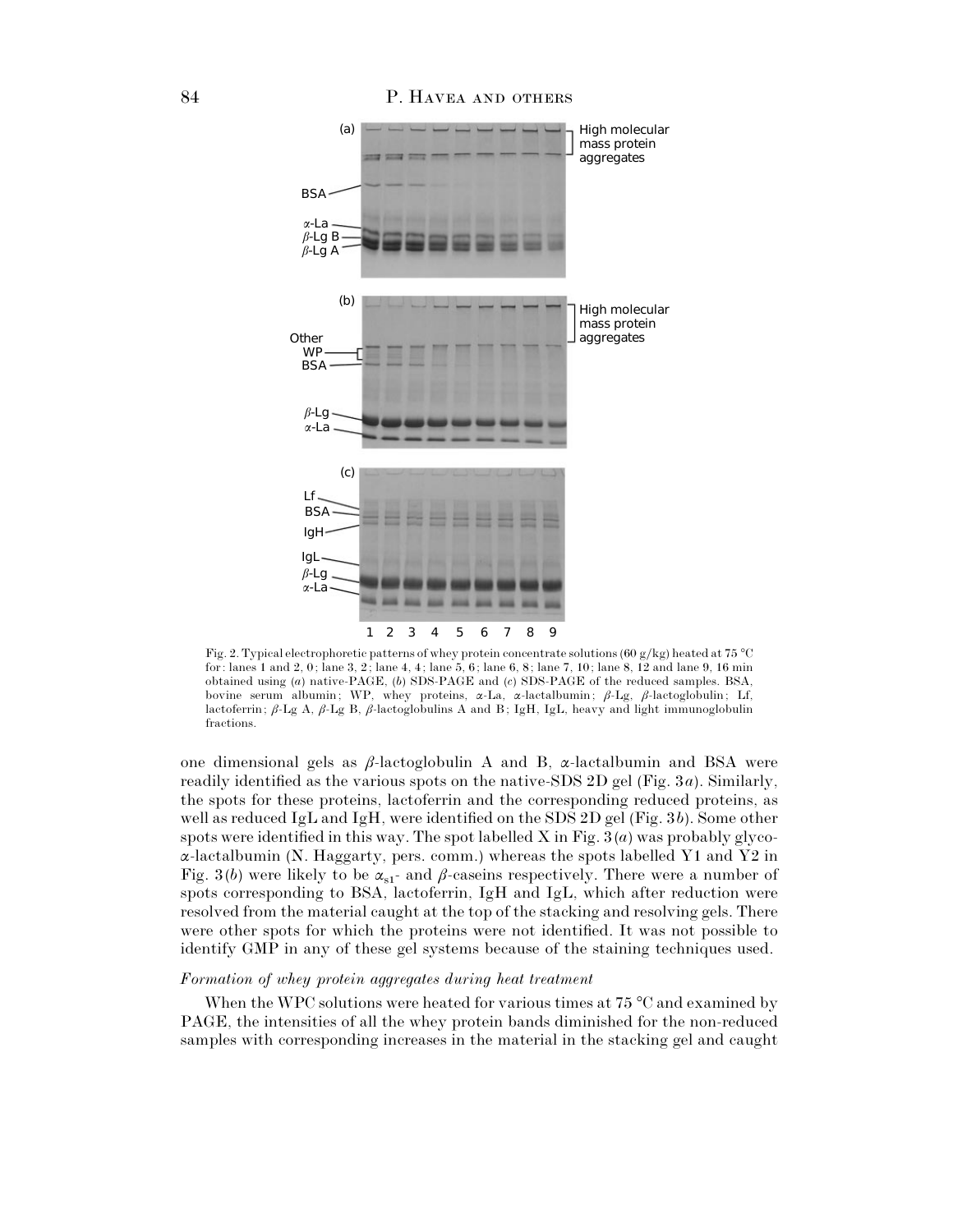Fig. 2. Typical electrophoretic patterns of whey protein concentrate solutions (60 g/kg) heated at 75 °C for: lanes 1 and 2, 0; lane 3, 2; lane 4, 4; lane 5, 6; lane 6, 8; lane 7, 10; lane 8, 12 and lane 9, 16 min obtained using (*a*) native-PAGE, (*b*) SDS-PAGE and (*c*) SDS-PAGE of the reduced samples. BSA, bovine serum albumin; WP, whey proteins, α-La, α-lactalbumin; β-Lg, β-lactoglobulin; Lf, lactoferrin; β-Lg A, β-Lg B, β-lactoglobulins A and B; IgH, IgL, heavy and light immunoglobulin fractions.

one dimensional gels as β-lactoglobulin A and B, α-lactalbumin and BSA were readily identified as the various spots on the native-SDS 2D gel (Fig. 3*a*). Similarly, the spots for these proteins, lactoferrin and the corresponding reduced proteins, as well as reduced IgL and IgH, were identified on the SDS 2D gel (Fig. 3*b*). Some other spots were identified in this way. The spot labelled X in Fig. 3(*a*) was probably glyco-α-lactalbumin (N. Haggarty, pers. comm.) whereas the spots labelled Y1 and Y2 in Fig. 3(*b*) were likely to be $\alpha_{s1}$- and β-caseins respectively. There were a number of spots corresponding to BSA, lactoferrin, IgH and IgL, which after reduction were resolved from the material caught at the top of the stacking and resolving gels. There were other spots for which the proteins were not identified. It was not possible to identify GMP in any of these gel systems because of the staining techniques used.

### *Formation of whey protein aggregates during heat treatment*

When the WPC solutions were heated for various times at 75 °C and examined by PAGE, the intensities of all the whey protein bands diminished for the non-reduced samples with corresponding increases in the material in the stacking gel and caught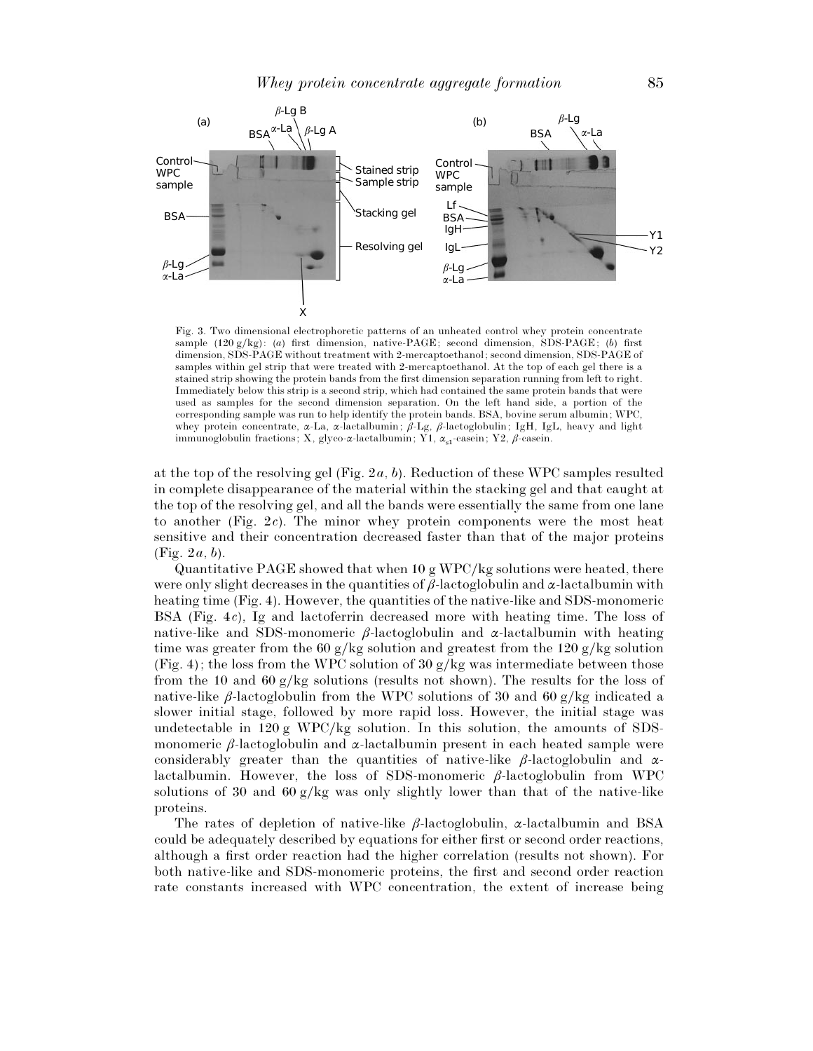Fig. 3. Two dimensional electrophoretic patterns of an unheated control whey protein concentrate sample (120 g/kg): (*a*) first dimension, native-PAGE; second dimension, SDS-PAGE; (*b*) first dimension, SDS-PAGE without treatment with 2-mercaptoethanol; second dimension, SDS-PAGE of samples within gel strip that were treated with 2-mercaptoethanol. At the top of each gel there is a stained strip showing the protein bands from the first dimension separation running from left to right. Immediately below this strip is a second strip, which had contained the same protein bands that were used as samples for the second dimension separation. On the left hand side, a portion of the corresponding sample was run to help identify the protein bands. BSA, bovine serum albumin; WPC, whey protein concentrate, α-La, α-lactalbumin; β-Lg, β-lactoglobulin; IgH, IgL, heavy and light immunoglobulin fractions; X, glyco-α-lactalbumin; Y1, $\alpha_{s1}$-casein; Y2, β-casein.

at the top of the resolving gel (Fig. 2*a*, *b*). Reduction of these WPC samples resulted in complete disappearance of the material within the stacking gel and that caught at the top of the resolving gel, and all the bands were essentially the same from one lane to another (Fig. 2*c*). The minor whey protein components were the most heat sensitive and their concentration decreased faster than that of the major proteins (Fig. 2*a*, *b*).

Quantitative PAGE showed that when 10 g WPC/kg solutions were heated, there were only slight decreases in the quantities of β-lactoglobulin and α-lactalbumin with heating time (Fig. 4). However, the quantities of the native-like and SDS-monomeric BSA (Fig. 4*c*), Ig and lactoferrin decreased more with heating time. The loss of native-like and SDS-monomeric β-lactoglobulin and α-lactalbumin with heating time was greater from the 60 g/kg solution and greatest from the 120 g/kg solution (Fig. 4); the loss from the WPC solution of 30 g/kg was intermediate between those from the 10 and 60 g/kg solutions (results not shown). The results for the loss of native-like β-lactoglobulin from the WPC solutions of 30 and 60 g/kg indicated a slower initial stage, followed by more rapid loss. However, the initial stage was undetectable in 120 g WPC/kg solution. In this solution, the amounts of SDS-monomeric β-lactoglobulin and α-lactalbumin present in each heated sample were considerably greater than the quantities of native-like β-lactoglobulin and α-lactalbumin. However, the loss of SDS-monomeric β-lactoglobulin from WPC solutions of 30 and 60 g/kg was only slightly lower than that of the native-like proteins.

The rates of depletion of native-like β-lactoglobulin, α-lactalbumin and BSA could be adequately described by equations for either first or second order reactions, although a first order reaction had the higher correlation (results not shown). For both native-like and SDS-monomeric proteins, the first and second order reaction rate constants increased with WPC concentration, the extent of increase being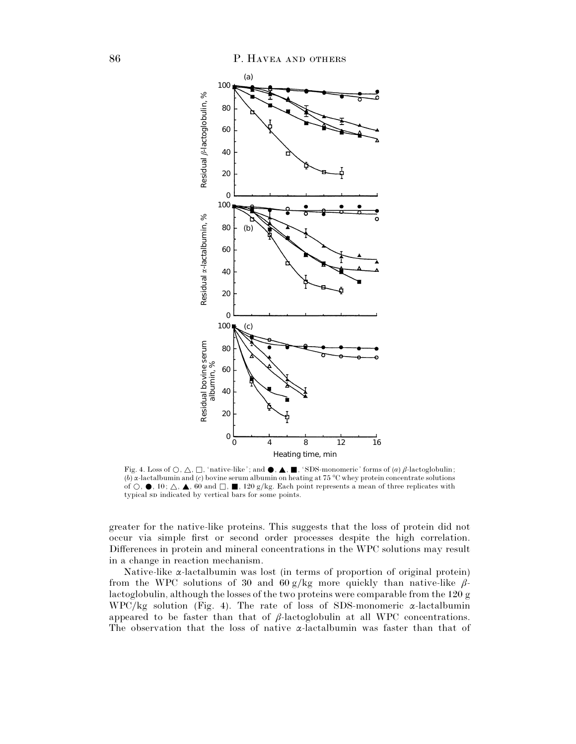Fig. 4. Loss of ○, △, □, 'native-like'; and ●, ▲, ■, 'SDS-monomeric' forms of (*a*) β-lactoglobulin; (*b*) α-lactalbumin and (*c*) bovine serum albumin on heating at 75 °C whey protein concentrate solutions of ○, ●, 10; △, ▲, 60 and □, ■, 120 g/kg. Each point represents a mean of three replicates with typical SD indicated by vertical bars for some points.

greater for the native-like proteins. This suggests that the loss of protein did not occur via simple first or second order processes despite the high correlation. Differences in protein and mineral concentrations in the WPC solutions may result in a change in reaction mechanism.

Native-like α-lactalbumin was lost (in terms of proportion of original protein) from the WPC solutions of 30 and 60 g/kg more quickly than native-like β-lactoglobulin, although the losses of the two proteins were comparable from the 120 g WPC/kg solution (Fig. 4). The rate of loss of SDS-monomeric α-lactalbumin appeared to be faster than that of β-lactoglobulin at all WPC concentrations. The observation that the loss of native α-lactalbumin was faster than that of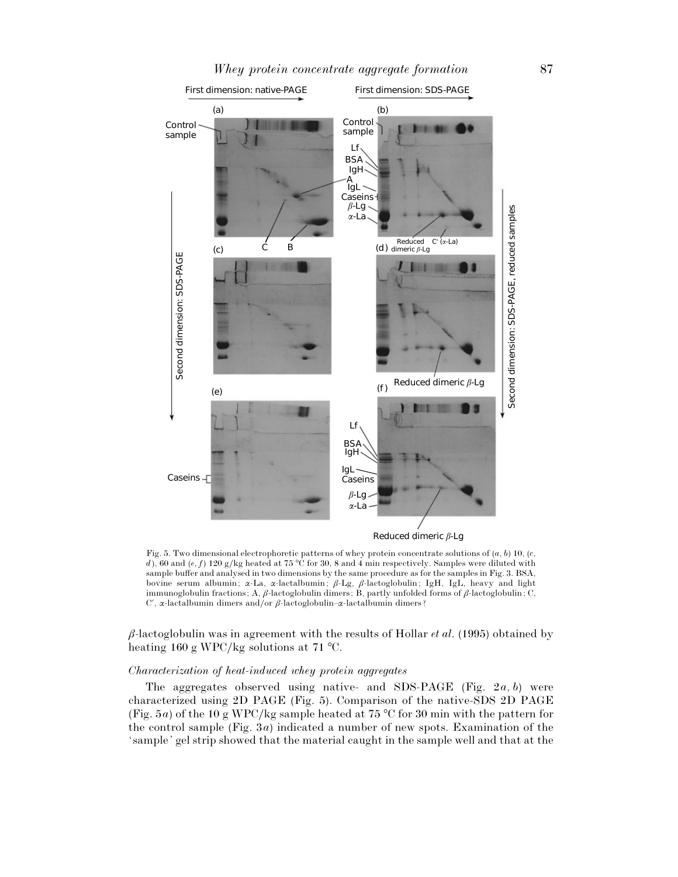Fig. 5. Two dimensional electrophoretic patterns of whey protein concentrate solutions of (*a*, *b*) 10, (*c*, *d*), 60 and (*e*, *f*) 120 g/kg heated at 75 °C for 30, 8 and 4 min respectively. Samples were diluted with sample buffer and analysed in two dimensions by the same procedure as for the samples in Fig. 3. BSA, bovine serum albumin; α-La, α-lactalbumin; β-Lg, β-lactoglobulin; IgH, IgL, heavy and light immunoglobulin fractions; A, β-lactoglobulin dimers; B, partly unfolded forms of β-lactoglobulin; C, C′, α-lactalbumin dimers and/or β-lactoglobulin–α-lactalbumin dimers?

β-lactoglobulin was in agreement with the results of Hollar *et al.* (1995) obtained by heating 160 g WPC/kg solutions at 71 °C.

### *Characterization of heat-induced whey protein aggregates*

The aggregates observed using native- and SDS-PAGE (Fig. 2*a*, *b*) were characterized using 2D PAGE (Fig. 5). Comparison of the native-SDS 2D PAGE (Fig. 5*a*) of the 10 g WPC/kg sample heated at 75 °C for 30 min with the pattern for the control sample (Fig. 3*a*) indicated a number of new spots. Examination of the 'sample' gel strip showed that the material caught in the sample well and that at the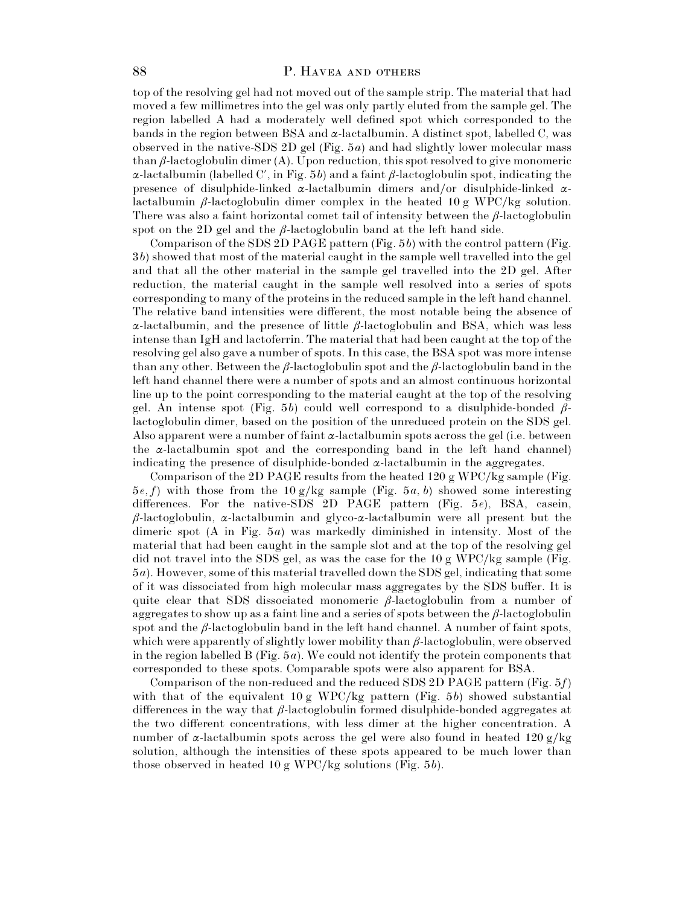top of the resolving gel had not moved out of the sample strip. The material that had moved a few millimetres into the gel was only partly eluted from the sample gel. The region labelled A had a moderately well defined spot which corresponded to the bands in the region between BSA and α-lactalbumin. A distinct spot, labelled C, was observed in the native-SDS 2D gel (Fig. 5*a*) and had slightly lower molecular mass than β-lactoglobulin dimer (A). Upon reduction, this spot resolved to give monomeric α-lactalbumin (labelled C′, in Fig. 5*b*) and a faint β-lactoglobulin spot, indicating the presence of disulphide-linked α-lactalbumin dimers and/or disulphide-linked α-lactalbumin β-lactoglobulin dimer complex in the heated 10 g WPC/kg solution. There was also a faint horizontal comet tail of intensity between the β-lactoglobulin spot on the 2D gel and the β-lactoglobulin band at the left hand side.

Comparison of the SDS 2D PAGE pattern (Fig. 5*b*) with the control pattern (Fig. 3*b*) showed that most of the material caught in the sample well travelled into the gel and that all the other material in the sample gel travelled into the 2D gel. After reduction, the material caught in the sample well resolved into a series of spots corresponding to many of the proteins in the reduced sample in the left hand channel. The relative band intensities were different, the most notable being the absence of α-lactalbumin, and the presence of little β-lactoglobulin and BSA, which was less intense than IgH and lactoferrin. The material that had been caught at the top of the resolving gel also gave a number of spots. In this case, the BSA spot was more intense than any other. Between the β-lactoglobulin spot and the β-lactoglobulin band in the left hand channel there were a number of spots and an almost continuous horizontal line up to the point corresponding to the material caught at the top of the resolving gel. An intense spot (Fig. 5*b*) could well correspond to a disulphide-bonded β-lactoglobulin dimer, based on the position of the unreduced protein on the SDS gel. Also apparent were a number of faint α-lactalbumin spots across the gel (i.e. between the α-lactalbumin spot and the corresponding band in the left hand channel) indicating the presence of disulphide-bonded α-lactalbumin in the aggregates.

Comparison of the 2D PAGE results from the heated 120 g WPC/kg sample (Fig. 5*e*, *f*) with those from the 10 g/kg sample (Fig. 5*a*, *b*) showed some interesting differences. For the native-SDS 2D PAGE pattern (Fig. 5*e*), BSA, casein, β-lactoglobulin, α-lactalbumin and glyco-α-lactalbumin were all present but the dimeric spot (A in Fig. 5*a*) was markedly diminished in intensity. Most of the material that had been caught in the sample slot and at the top of the resolving gel did not travel into the SDS gel, as was the case for the 10 g WPC/kg sample (Fig. 5*a*). However, some of this material travelled down the SDS gel, indicating that some of it was dissociated from high molecular mass aggregates by the SDS buffer. It is quite clear that SDS dissociated monomeric β-lactoglobulin from a number of aggregates to show up as a faint line and a series of spots between the β-lactoglobulin spot and the β-lactoglobulin band in the left hand channel. A number of faint spots, which were apparently of slightly lower mobility than β-lactoglobulin, were observed in the region labelled B (Fig. 5*a*). We could not identify the protein components that corresponded to these spots. Comparable spots were also apparent for BSA.

Comparison of the non-reduced and the reduced SDS 2D PAGE pattern (Fig. 5*f*) with that of the equivalent 10 g WPC/kg pattern (Fig. 5*b*) showed substantial differences in the way that β-lactoglobulin formed disulphide-bonded aggregates at the two different concentrations, with less dimer at the higher concentration. A number of α-lactalbumin spots across the gel were also found in heated 120 g/kg solution, although the intensities of these spots appeared to be much lower than those observed in heated 10 g WPC/kg solutions (Fig. 5*b*).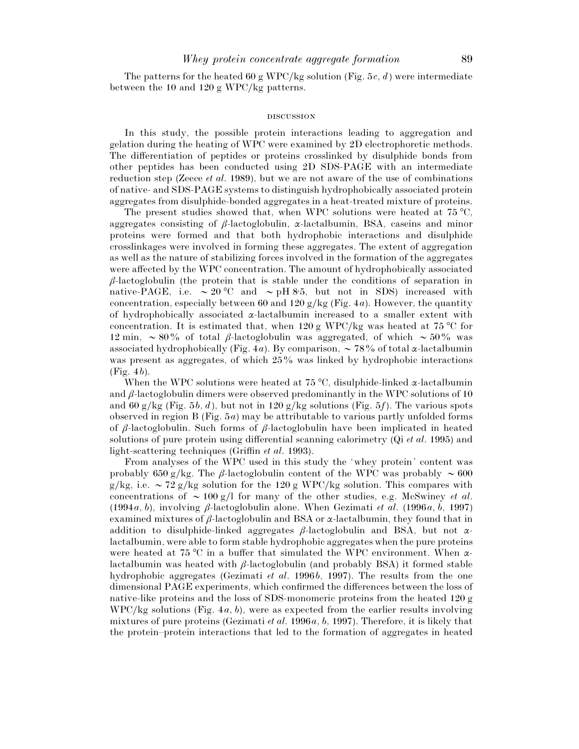The patterns for the heated 60 g WPC/kg solution (Fig. 5*c*, *d*) were intermediate between the 10 and 120 g WPC/kg patterns.

## DISCUSSION

In this study, the possible protein interactions leading to aggregation and gelation during the heating of WPC were examined by 2D electrophoretic methods. The differentiation of peptides or proteins crosslinked by disulphide bonds from other peptides has been conducted using 2D SDS-PAGE with an intermediate reduction step (Zeece *et al.* 1989), but we are not aware of the use of combinations of native- and SDS-PAGE systems to distinguish hydrophobically associated protein aggregates from disulphide-bonded aggregates in a heat-treated mixture of proteins.

The present studies showed that, when WPC solutions were heated at 75 °C, aggregates consisting of β-lactoglobulin, α-lactalbumin, BSA, caseins and minor proteins were formed and that both hydrophobic interactions and disulphide crosslinkages were involved in forming these aggregates. The extent of aggregation as well as the nature of stabilizing forces involved in the formation of the aggregates were affected by the WPC concentration. The amount of hydrophobically associated β-lactoglobulin (the protein that is stable under the conditions of separation in native-PAGE, i.e. ~ 20 °C and ~ pH 8·5, but not in SDS) increased with concentration, especially between 60 and 120 g/kg (Fig. 4*a*). However, the quantity of hydrophobically associated α-lactalbumin increased to a smaller extent with concentration. It is estimated that, when 120 g WPC/kg was heated at 75 °C for 12 min, ~ 80% of total β-lactoglobulin was aggregated, of which ~ 50% was associated hydrophobically (Fig. 4*a*). By comparison, ~ 78% of total α-lactalbumin was present as aggregates, of which 25% was linked by hydrophobic interactions (Fig. 4*b*).

When the WPC solutions were heated at 75 °C, disulphide-linked α-lactalbumin and β-lactoglobulin dimers were observed predominantly in the WPC solutions of 10 and 60 g/kg (Fig. 5*b*, *d*), but not in 120 g/kg solutions (Fig. 5*f*). The various spots observed in region B (Fig. 5*a*) may be attributable to various partly unfolded forms of β-lactoglobulin. Such forms of β-lactoglobulin have been implicated in heated solutions of pure protein using differential scanning calorimetry (Qi *et al.* 1995) and light-scattering techniques (Griffin *et al.* 1993).

From analyses of the WPC used in this study the 'whey protein' content was probably 650 g/kg. The β-lactoglobulin content of the WPC was probably ~ 600 g/kg, i.e. ~ 72 g/kg solution for the 120 g WPC/kg solution. This compares with concentrations of ~ 100 g/l for many of the other studies, e.g. McSwiney *et al.* (1994*a*, *b*), involving β-lactoglobulin alone. When Gezimati *et al.* (1996*a*, *b*, 1997) examined mixtures of β-lactoglobulin and BSA or α-lactalbumin, they found that in addition to disulphide-linked aggregates β-lactoglobulin and BSA, but not α-lactalbumin, were able to form stable hydrophobic aggregates when the pure proteins were heated at 75 °C in a buffer that simulated the WPC environment. When α-lactalbumin was heated with β-lactoglobulin (and probably BSA) it formed stable hydrophobic aggregates (Gezimati *et al.* 1996*b*, 1997). The results from the one dimensional PAGE experiments, which confirmed the differences between the loss of native-like proteins and the loss of SDS-monomeric proteins from the heated 120 g WPC/kg solutions (Fig. 4*a*, *b*), were as expected from the earlier results involving mixtures of pure proteins (Gezimati *et al.* 1996*a*, *b*, 1997). Therefore, it is likely that the protein–protein interactions that led to the formation of aggregates in heated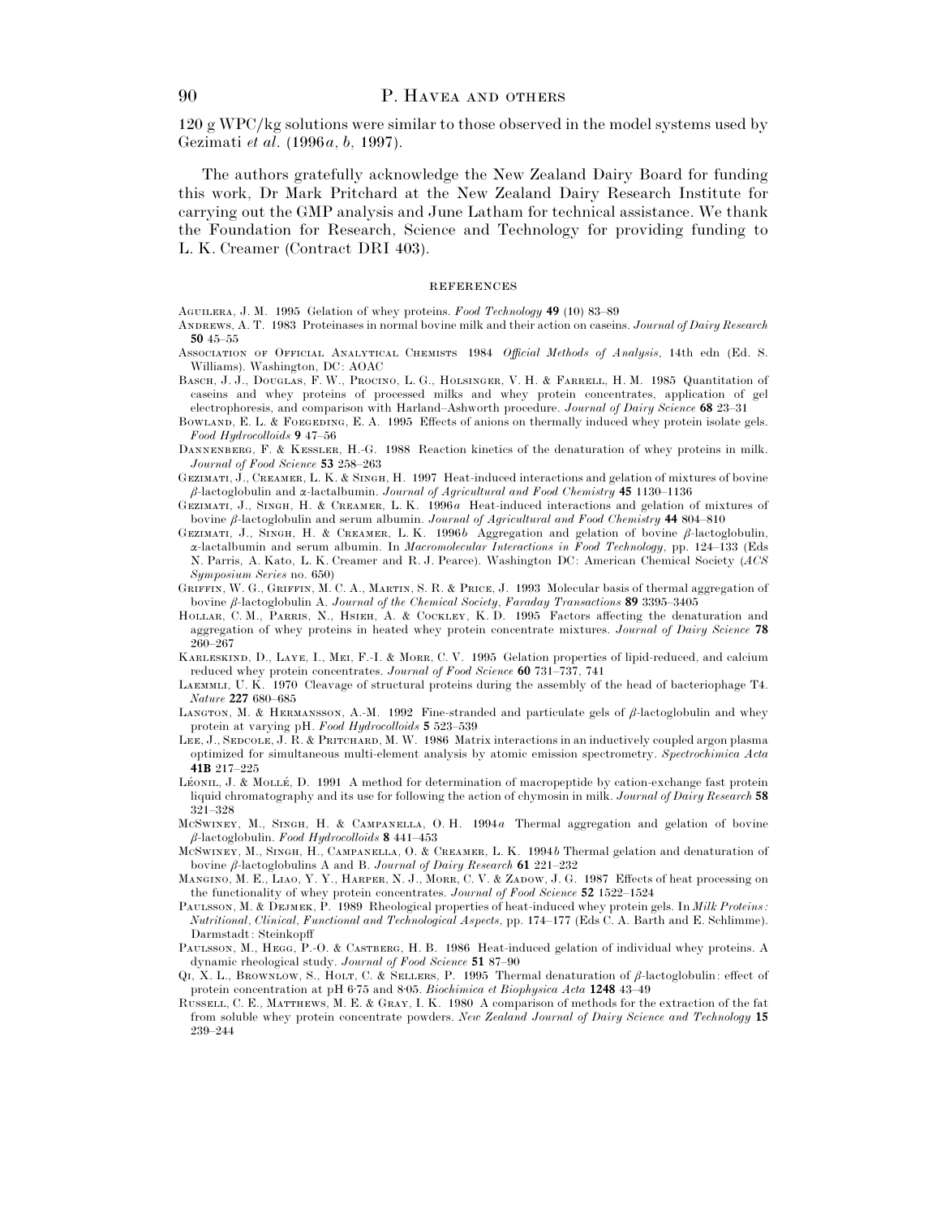120 g WPC/kg solutions were similar to those observed in the model systems used by Gezimati *et al*. (1996*a*, *b*, 1997).

The authors gratefully acknowledge the New Zealand Dairy Board for funding this work, Dr Mark Pritchard at the New Zealand Dairy Research Institute for carrying out the GMP analysis and June Latham for technical assistance. We thank the Foundation for Research, Science and Technology for providing funding to L. K. Creamer (Contract DRI 403).

## REFERENCES

Aguilera, J. M. 1995 Gelation of whey proteins. *Food Technology* **49** (10) 83–89

Andrews, A. T. 1983 Proteinases in normal bovine milk and their action on caseins. *Journal of Dairy Research* **50** 45–55

Association of Official Analytical Chemists 1984 *Official Methods of Analysis*, 14th edn (Ed. S. Williams). Washington, DC: AOAC

Basch, J. J., Douglas, F. W., Procino, L. G., Holsinger, V. H. & Farrell, H. M. 1985 Quantitation of caseins and whey proteins of processed milks and whey protein concentrates, application of gel electrophoresis, and comparison with Harland–Ashworth procedure. *Journal of Dairy Science* **68** 23–31

Bowland, E. L. & Foegeding, E. A. 1995 Effects of anions on thermally induced whey protein isolate gels. *Food Hydrocolloids* **9** 47–56

Dannenberg, F. & Kessler, H.-G. 1988 Reaction kinetics of the denaturation of whey proteins in milk. *Journal of Food Science* **53** 258–263

Gezimati, J., Creamer, L. K. & Singh, H. 1997 Heat-induced interactions and gelation of mixtures of bovine β-lactoglobulin and α-lactalbumin. *Journal of Agricultural and Food Chemistry* **45** 1130–1136

Gezimati, J., Singh, H. & Creamer, L. K. 1996*a* Heat-induced interactions and gelation of mixtures of bovine β-lactoglobulin and serum albumin. *Journal of Agricultural and Food Chemistry* **44** 804–810

Gezimati, J., Singh, H. & Creamer, L. K. 1996*b* Aggregation and gelation of bovine β-lactoglobulin, α-lactalbumin and serum albumin. In *Macromolecular Interactions in Food Technology*, pp. 124–133 (Eds N. Parris, A. Kato, L. K. Creamer and R. J. Pearce). Washington DC: American Chemical Society (*ACS Symposium Series* no. 650)

Griffin, W. G., Griffin, M. C. A., Martin, S. R. & Price, J. 1993 Molecular basis of thermal aggregation of bovine β-lactoglobulin A. *Journal of the Chemical Society, Faraday Transactions* **89** 3395–3405

Hollar, C. M., Parris, N., Hsieh, A. & Cockley, K. D. 1995 Factors affecting the denaturation and aggregation of whey proteins in heated whey protein concentrate mixtures. *Journal of Dairy Science* **78** 260–267

Karleskind, D., Laye, I., Mei, F.-I. & Morr, C. V. 1995 Gelation properties of lipid-reduced, and calcium reduced whey protein concentrates. *Journal of Food Science* **60** 731–737, 741

Laemmli, U. K. 1970 Cleavage of structural proteins during the assembly of the head of bacteriophage T4. *Nature* **227** 680–685

Langton, M. & Hermansson, A.-M. 1992 Fine-stranded and particulate gels of β-lactoglobulin and whey protein at varying pH. *Food Hydrocolloids* **5** 523–539

Lee, J., Sedcole, J. R. & Pritchard, M. W. 1986 Matrix interactions in an inductively coupled argon plasma optimized for simultaneous multi-element analysis by atomic emission spectrometry. *Spectrochimica Acta* **41B** 217–225

Léonil, J. & Mollé, D. 1991 A method for determination of macropeptide by cation-exchange fast protein liquid chromatography and its use for following the action of chymosin in milk. *Journal of Dairy Research* **58** 321–328

McSwiney, M., Singh, H. & Campanella, O. H. 1994*a* Thermal aggregation and gelation of bovine β-lactoglobulin. *Food Hydrocolloids* **8** 441–453

McSwiney, M., Singh, H., Campanella, O. & Creamer, L. K. 1994*b* Thermal gelation and denaturation of bovine β-lactoglobulins A and B. *Journal of Dairy Research* **61** 221–232

Mangino, M. E., Liao, Y. Y., Harper, N. J., Morr, C. V. & Zadow, J. G. 1987 Effects of heat processing on the functionality of whey protein concentrates. *Journal of Food Science* **52** 1522–1524

Paulsson, M. & Dejmek, P. 1989 Rheological properties of heat-induced whey protein gels. In *Milk Proteins: Nutritional, Clinical, Functional and Technological Aspects*, pp. 174–177 (Eds C. A. Barth and E. Schlimme). Darmstadt: Steinkopff

Paulsson, M., Hegg, P.-O. & Castberg, H. B. 1986 Heat-induced gelation of individual whey proteins. A dynamic rheological study. *Journal of Food Science* **51** 87–90

Qi, X. L., Brownlow, S., Holt, C. & Sellers, P. 1995 Thermal denaturation of β-lactoglobulin: effect of protein concentration at pH 6·75 and 8·05. *Biochimica et Biophysica Acta* **1248** 43–49

Russell, C. E., Matthews, M. E. & Gray, I. K. 1980 A comparison of methods for the extraction of the fat from soluble whey protein concentrate powders. *New Zealand Journal of Dairy Science and Technology* **15** 239–244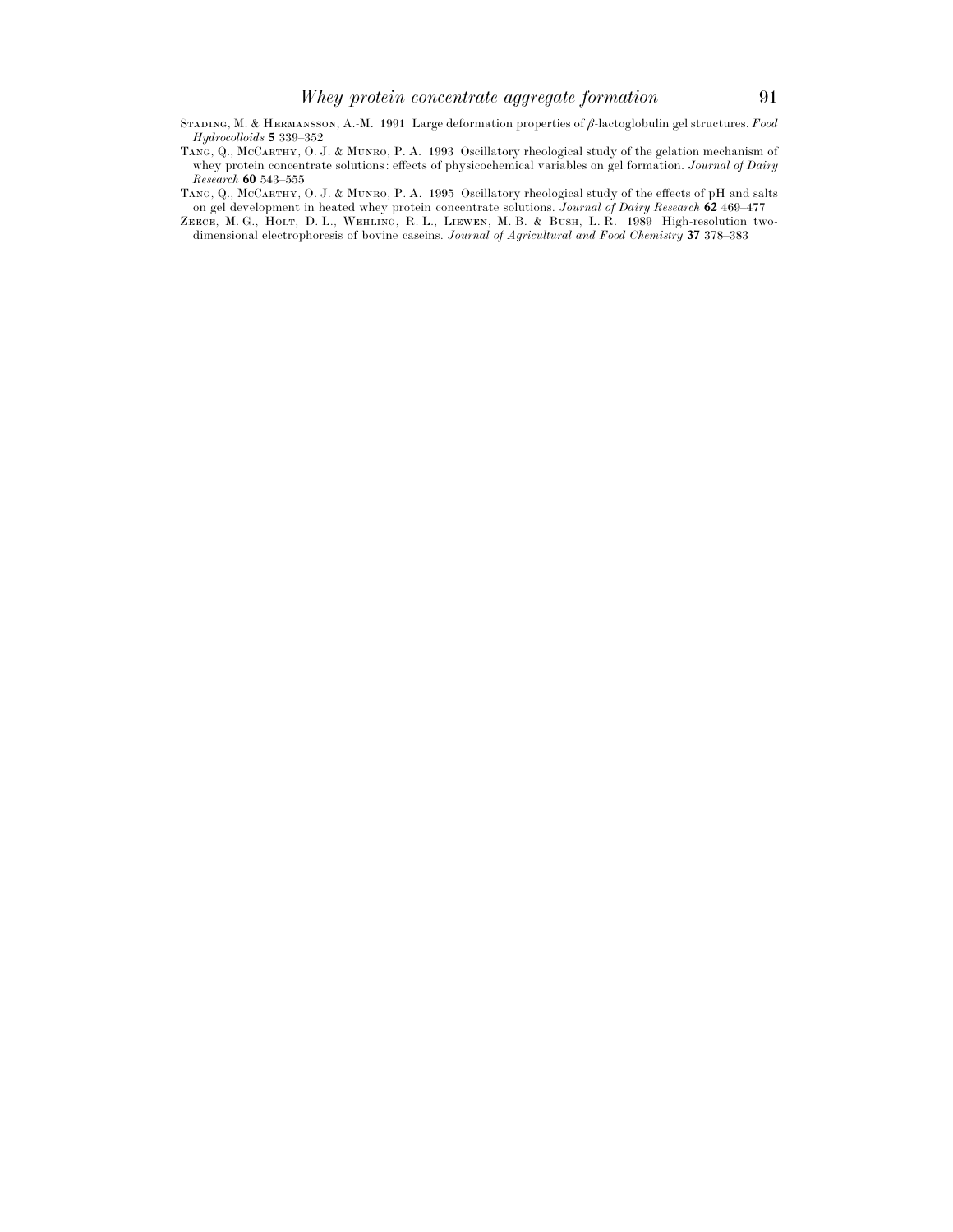Stading, M. & Hermansson, A.-M. 1991 Large deformation properties of $\beta$-lactoglobulin gel structures. *Food Hydrocolloids* **5** 339–352

Tang, Q., McCarthy, O. J. & Munro, P. A. 1993 Oscillatory rheological study of the gelation mechanism of whey protein concentrate solutions: effects of physicochemical variables on gel formation. *Journal of Dairy Research* **60** 543–555

Tang, Q., McCarthy, O. J. & Munro, P. A. 1995 Oscillatory rheological study of the effects of pH and salts on gel development in heated whey protein concentrate solutions. *Journal of Dairy Research* **62** 469–477

Zeece, M. G., Holt, D. L., Wehling, R. L., Liewen, M. B. & Bush, L. R. 1989 High-resolution two-dimensional electrophoresis of bovine caseins. *Journal of Agricultural and Food Chemistry* **37** 378–383